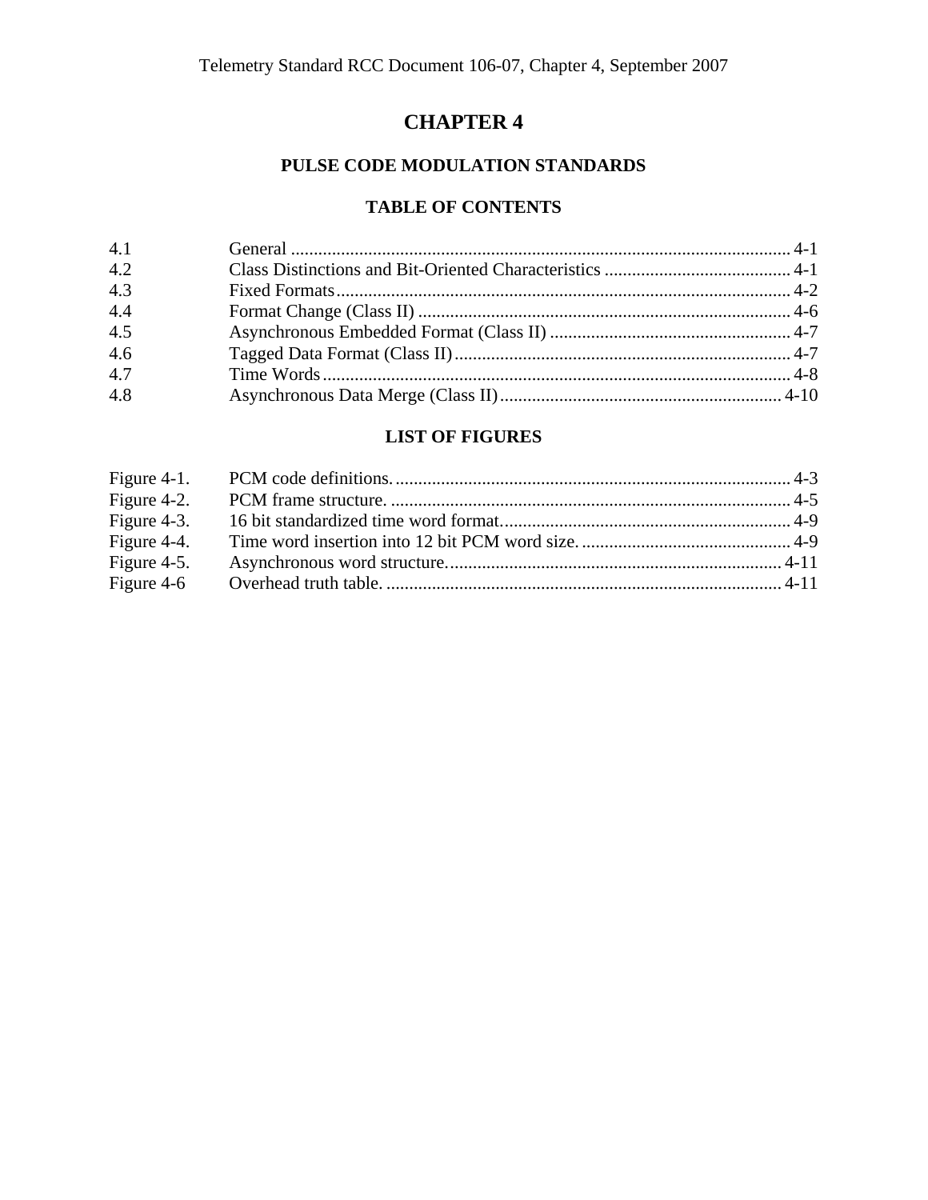# CHAPTER 4

## PULSE CODE MODULATION STANDARDS

### TABLE OF CONTENTS

| | | |
|---|---|---|
| 4.1 | General | 4-1 |
| 4.2 | Class Distinctions and Bit-Oriented Characteristics | 4-1 |
| 4.3 | Fixed Formats | 4-2 |
| 4.4 | Format Change (Class II) | 4-6 |
| 4.5 | Asynchronous Embedded Format (Class II) | 4-7 |
| 4.6 | Tagged Data Format (Class II) | 4-7 |
| 4.7 | Time Words | 4-8 |
| 4.8 | Asynchronous Data Merge (Class II) | 4-10 |

### LIST OF FIGURES

| | | |
|---|---|---|
| Figure 4-1. | PCM code definitions. | 4-3 |
| Figure 4-2. | PCM frame structure. | 4-5 |
| Figure 4-3. | 16 bit standardized time word format. | 4-9 |
| Figure 4-4. | Time word insertion into 12 bit PCM word size. | 4-9 |
| Figure 4-5. | Asynchronous word structure. | 4-11 |
| Figure 4-6 | Overhead truth table. | 4-11 |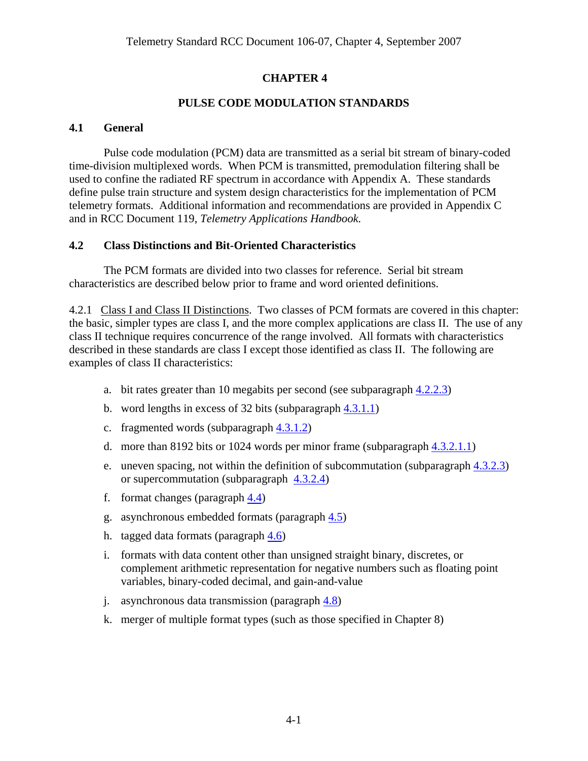# CHAPTER 4

## PULSE CODE MODULATION STANDARDS

### 4.1 General

Pulse code modulation (PCM) data are transmitted as a serial bit stream of binary-coded time-division multiplexed words. When PCM is transmitted, premodulation filtering shall be used to confine the radiated RF spectrum in accordance with Appendix A. These standards define pulse train structure and system design characteristics for the implementation of PCM telemetry formats. Additional information and recommendations are provided in Appendix C and in RCC Document 119, *Telemetry Applications Handbook.*

### 4.2 Class Distinctions and Bit-Oriented Characteristics

The PCM formats are divided into two classes for reference. Serial bit stream characteristics are described below prior to frame and word oriented definitions.

4.2.1 Class I and Class II Distinctions. Two classes of PCM formats are covered in this chapter: the basic, simpler types are class I, and the more complex applications are class II. The use of any class II technique requires concurrence of the range involved. All formats with characteristics described in these standards are class I except those identified as class II. The following are examples of class II characteristics:

a. bit rates greater than 10 megabits per second (see subparagraph 4.2.2.3)

b. word lengths in excess of 32 bits (subparagraph 4.3.1.1)

c. fragmented words (subparagraph 4.3.1.2)

d. more than 8192 bits or 1024 words per minor frame (subparagraph 4.3.2.1.1)

e. uneven spacing, not within the definition of subcommutation (subparagraph 4.3.2.3) or supercommutation (subparagraph 4.3.2.4)

f. format changes (paragraph 4.4)

g. asynchronous embedded formats (paragraph 4.5)

h. tagged data formats (paragraph 4.6)

i. formats with data content other than unsigned straight binary, discretes, or complement arithmetic representation for negative numbers such as floating point variables, binary-coded decimal, and gain-and-value

j. asynchronous data transmission (paragraph 4.8)

k. merger of multiple format types (such as those specified in Chapter 8)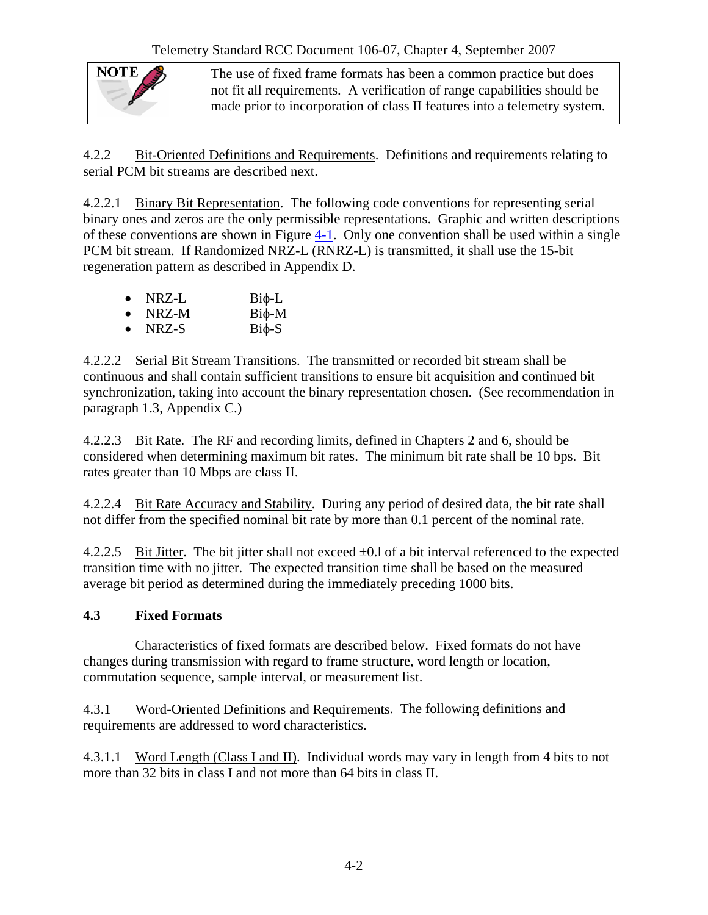> **NOTE** The use of fixed frame formats has been a common practice but does not fit all requirements. A verification of range capabilities should be made prior to incorporation of class II features into a telemetry system.

4.2.2 Bit-Oriented Definitions and Requirements. Definitions and requirements relating to serial PCM bit streams are described next.

4.2.2.1 Binary Bit Representation. The following code conventions for representing serial binary ones and zeros are the only permissible representations. Graphic and written descriptions of these conventions are shown in Figure 4-1. Only one convention shall be used within a single PCM bit stream. If Randomized NRZ-L (RNRZ-L) is transmitted, it shall use the 15-bit regeneration pattern as described in Appendix D.

- NRZ-L Biϕ-L
- NRZ-M Biϕ-M
- NRZ-S Biϕ-S

4.2.2.2 Serial Bit Stream Transitions. The transmitted or recorded bit stream shall be continuous and shall contain sufficient transitions to ensure bit acquisition and continued bit synchronization, taking into account the binary representation chosen. (See recommendation in paragraph 1.3, Appendix C.)

4.2.2.3 Bit Rate. The RF and recording limits, defined in Chapters 2 and 6, should be considered when determining maximum bit rates. The minimum bit rate shall be 10 bps. Bit rates greater than 10 Mbps are class II.

4.2.2.4 Bit Rate Accuracy and Stability. During any period of desired data, the bit rate shall not differ from the specified nominal bit rate by more than 0.1 percent of the nominal rate.

4.2.2.5 Bit Jitter. The bit jitter shall not exceed ±0.l of a bit interval referenced to the expected transition time with no jitter. The expected transition time shall be based on the measured average bit period as determined during the immediately preceding 1000 bits.

## 4.3 Fixed Formats

Characteristics of fixed formats are described below. Fixed formats do not have changes during transmission with regard to frame structure, word length or location, commutation sequence, sample interval, or measurement list.

4.3.1 Word-Oriented Definitions and Requirements. The following definitions and requirements are addressed to word characteristics.

4.3.1.1 Word Length (Class I and II). Individual words may vary in length from 4 bits to not more than 32 bits in class I and not more than 64 bits in class II.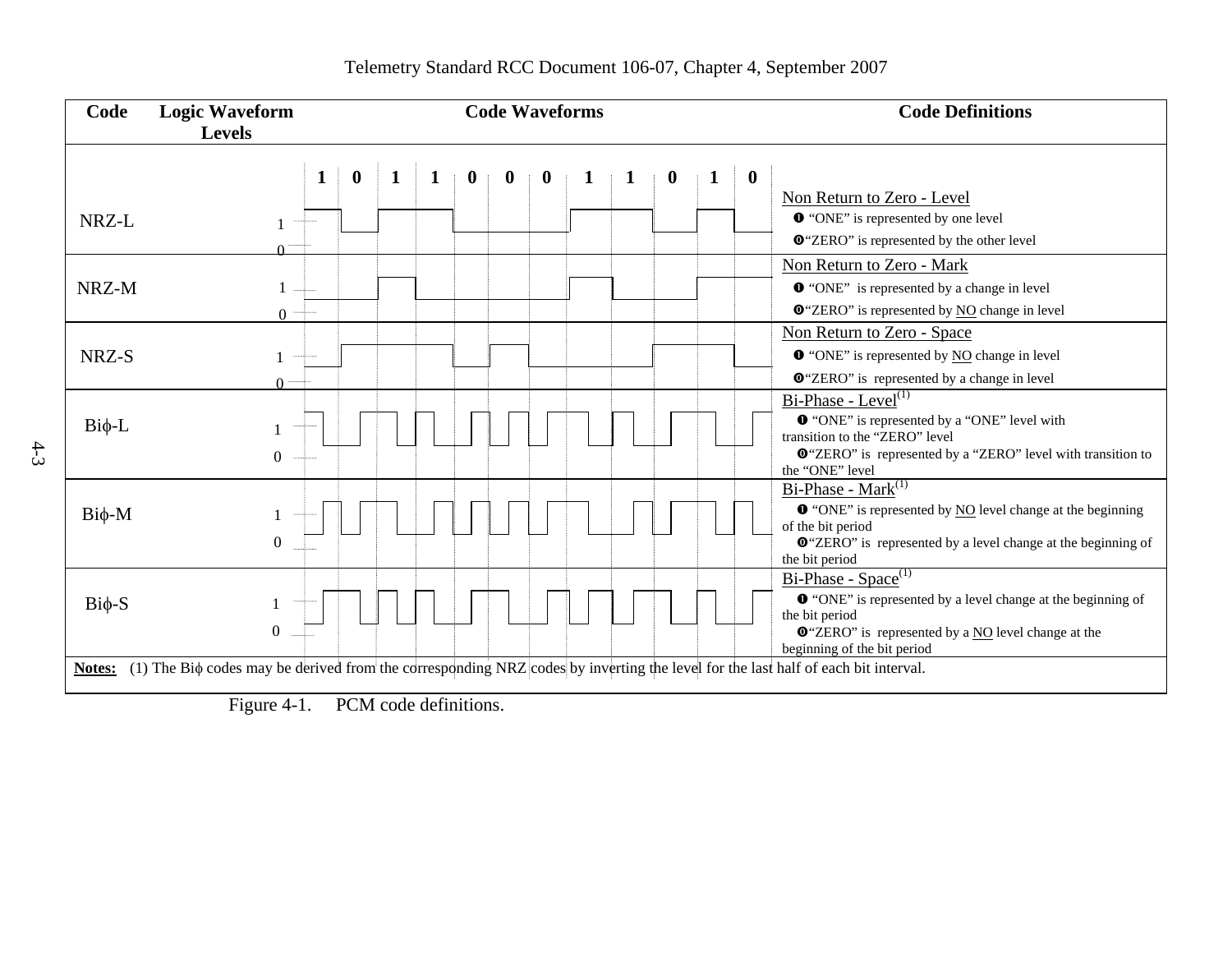| Code | Logic Waveform Levels | Code Waveforms | Code Definitions |
|---|---|---|---|
| | | 1 0 1 1 0 0 0 1 1 0 1 0 | |
| NRZ-L | 1 / 0 | | Non Return to Zero - Level<br>❶ "ONE" is represented by one level<br>❷"ZERO" is represented by the other level |
| NRZ-M | 1 / 0 | | Non Return to Zero - Mark<br>❶ "ONE" is represented by a change in level<br>❷"ZERO" is represented by NO change in level |
| NRZ-S | 1 / 0 | | Non Return to Zero - Space<br>❶ "ONE" is represented by NO change in level<br>❷"ZERO" is represented by a change in level |
| Biϕ-L | 1 / 0 | | Bi-Phase - Level(1)<br>❶ "ONE" is represented by a "ONE" level with transition to the "ZERO" level<br>❷"ZERO" is represented by a "ZERO" level with transition to the "ONE" level |
| Biϕ-M | 1 / 0 | | Bi-Phase - Mark(1)<br>❶ "ONE" is represented by NO level change at the beginning of the bit period<br>❷"ZERO" is represented by a level change at the beginning of the bit period |
| Biϕ-S | 1 / 0 | | Bi-Phase - Space(1)<br>❶ "ONE" is represented by a level change at the beginning of the bit period<br>❷"ZERO" is represented by a NO level change at the beginning of the bit period |

**Notes:** (1) The Biϕ codes may be derived from the corresponding NRZ codes by inverting the level for the last half of each bit interval.

Figure 4-1. PCM code definitions.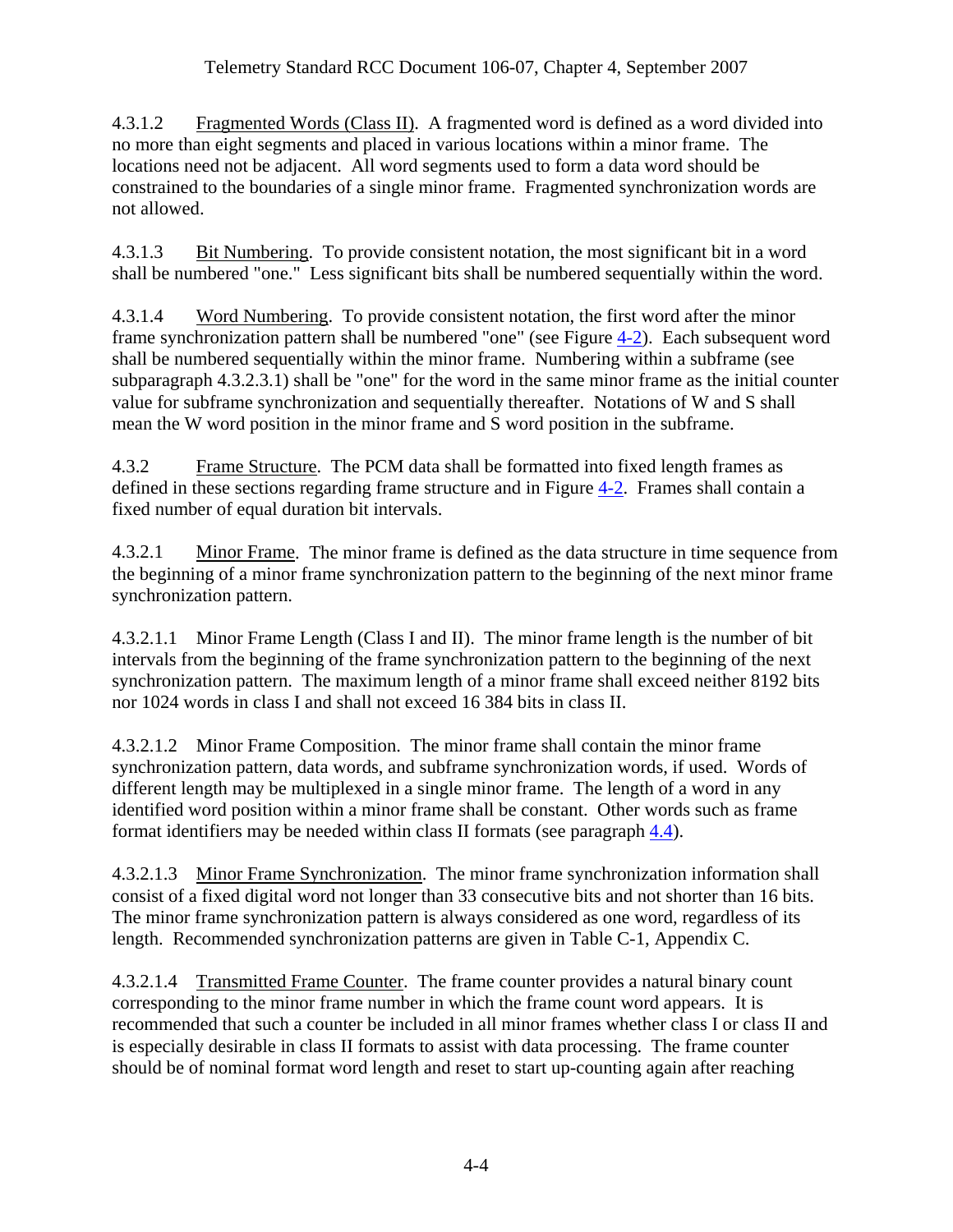4.3.1.2 Fragmented Words (Class II). A fragmented word is defined as a word divided into no more than eight segments and placed in various locations within a minor frame. The locations need not be adjacent. All word segments used to form a data word should be constrained to the boundaries of a single minor frame. Fragmented synchronization words are not allowed.

4.3.1.3 Bit Numbering. To provide consistent notation, the most significant bit in a word shall be numbered "one." Less significant bits shall be numbered sequentially within the word.

4.3.1.4 Word Numbering. To provide consistent notation, the first word after the minor frame synchronization pattern shall be numbered "one" (see Figure 4-2). Each subsequent word shall be numbered sequentially within the minor frame. Numbering within a subframe (see subparagraph 4.3.2.3.1) shall be "one" for the word in the same minor frame as the initial counter value for subframe synchronization and sequentially thereafter. Notations of W and S shall mean the W word position in the minor frame and S word position in the subframe.

4.3.2 Frame Structure. The PCM data shall be formatted into fixed length frames as defined in these sections regarding frame structure and in Figure 4-2. Frames shall contain a fixed number of equal duration bit intervals.

4.3.2.1 Minor Frame. The minor frame is defined as the data structure in time sequence from the beginning of a minor frame synchronization pattern to the beginning of the next minor frame synchronization pattern.

4.3.2.1.1 Minor Frame Length (Class I and II). The minor frame length is the number of bit intervals from the beginning of the frame synchronization pattern to the beginning of the next synchronization pattern. The maximum length of a minor frame shall exceed neither 8192 bits nor 1024 words in class I and shall not exceed 16 384 bits in class II.

4.3.2.1.2 Minor Frame Composition. The minor frame shall contain the minor frame synchronization pattern, data words, and subframe synchronization words, if used. Words of different length may be multiplexed in a single minor frame. The length of a word in any identified word position within a minor frame shall be constant. Other words such as frame format identifiers may be needed within class II formats (see paragraph 4.4).

4.3.2.1.3 Minor Frame Synchronization. The minor frame synchronization information shall consist of a fixed digital word not longer than 33 consecutive bits and not shorter than 16 bits. The minor frame synchronization pattern is always considered as one word, regardless of its length. Recommended synchronization patterns are given in Table C-1, Appendix C.

4.3.2.1.4 Transmitted Frame Counter. The frame counter provides a natural binary count corresponding to the minor frame number in which the frame count word appears. It is recommended that such a counter be included in all minor frames whether class I or class II and is especially desirable in class II formats to assist with data processing. The frame counter should be of nominal format word length and reset to start up-counting again after reaching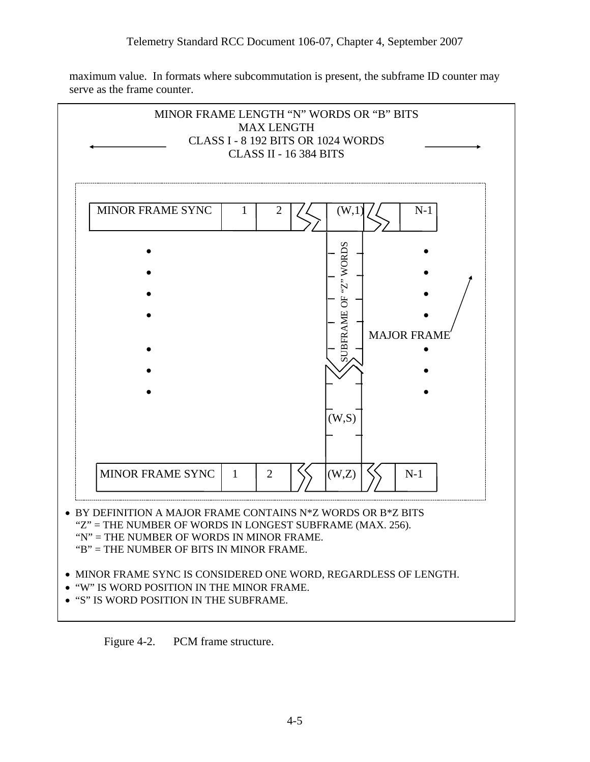maximum value. In formats where subcommutation is present, the subframe ID counter may serve as the frame counter.

MINOR FRAME LENGTH “N” WORDS OR “B” BITS
MAX LENGTH
CLASS I - 8 192 BITS OR 1024 WORDS
CLASS II - 16 384 BITS

MINOR FRAME SYNC | 1 | 2 | (W,1) | N-1

SUBFRAME OF “Z” WORDS

MAJOR FRAME

(W,S)

MINOR FRAME SYNC | 1 | 2 | (W,Z) | N-1

- BY DEFINITION A MAJOR FRAME CONTAINS N*Z WORDS OR B*Z BITS
  “Z” = THE NUMBER OF WORDS IN LONGEST SUBFRAME (MAX. 256).
  “N” = THE NUMBER OF WORDS IN MINOR FRAME.
  “B” = THE NUMBER OF BITS IN MINOR FRAME.
- MINOR FRAME SYNC IS CONSIDERED ONE WORD, REGARDLESS OF LENGTH.
- “W” IS WORD POSITION IN THE MINOR FRAME.
- “S” IS WORD POSITION IN THE SUBFRAME.

Figure 4-2. PCM frame structure.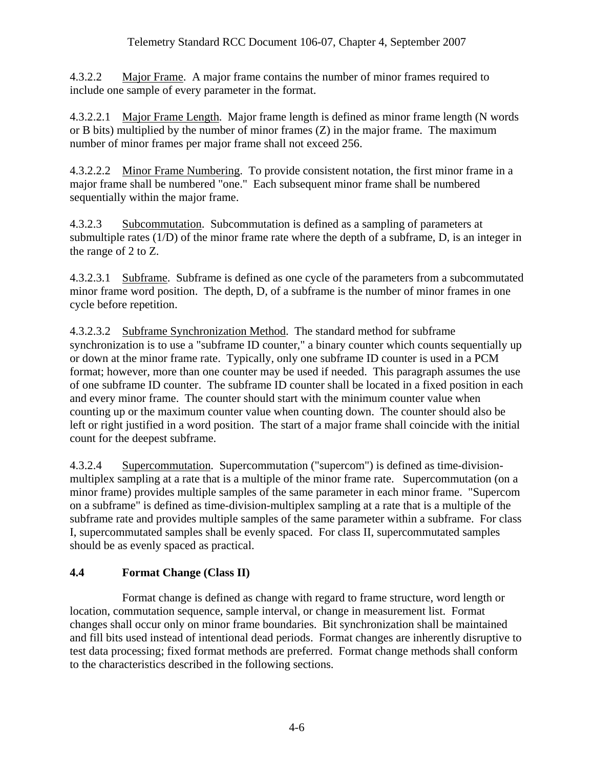4.3.2.2 Major Frame. A major frame contains the number of minor frames required to include one sample of every parameter in the format.

4.3.2.2.1 Major Frame Length. Major frame length is defined as minor frame length (N words or B bits) multiplied by the number of minor frames (Z) in the major frame. The maximum number of minor frames per major frame shall not exceed 256.

4.3.2.2.2 Minor Frame Numbering. To provide consistent notation, the first minor frame in a major frame shall be numbered "one." Each subsequent minor frame shall be numbered sequentially within the major frame.

4.3.2.3 Subcommutation. Subcommutation is defined as a sampling of parameters at submultiple rates (1/D) of the minor frame rate where the depth of a subframe, D, is an integer in the range of 2 to Z.

4.3.2.3.1 Subframe. Subframe is defined as one cycle of the parameters from a subcommutated minor frame word position. The depth, D, of a subframe is the number of minor frames in one cycle before repetition.

4.3.2.3.2 Subframe Synchronization Method. The standard method for subframe synchronization is to use a "subframe ID counter," a binary counter which counts sequentially up or down at the minor frame rate. Typically, only one subframe ID counter is used in a PCM format; however, more than one counter may be used if needed. This paragraph assumes the use of one subframe ID counter. The subframe ID counter shall be located in a fixed position in each and every minor frame. The counter should start with the minimum counter value when counting up or the maximum counter value when counting down. The counter should also be left or right justified in a word position. The start of a major frame shall coincide with the initial count for the deepest subframe.

4.3.2.4 Supercommutation. Supercommutation ("supercom") is defined as time-division-multiplex sampling at a rate that is a multiple of the minor frame rate. Supercommutation (on a minor frame) provides multiple samples of the same parameter in each minor frame. "Supercom on a subframe" is defined as time-division-multiplex sampling at a rate that is a multiple of the subframe rate and provides multiple samples of the same parameter within a subframe. For class I, supercommutated samples shall be evenly spaced. For class II, supercommutated samples should be as evenly spaced as practical.

## 4.4 Format Change (Class II)

Format change is defined as change with regard to frame structure, word length or location, commutation sequence, sample interval, or change in measurement list. Format changes shall occur only on minor frame boundaries. Bit synchronization shall be maintained and fill bits used instead of intentional dead periods. Format changes are inherently disruptive to test data processing; fixed format methods are preferred. Format change methods shall conform to the characteristics described in the following sections.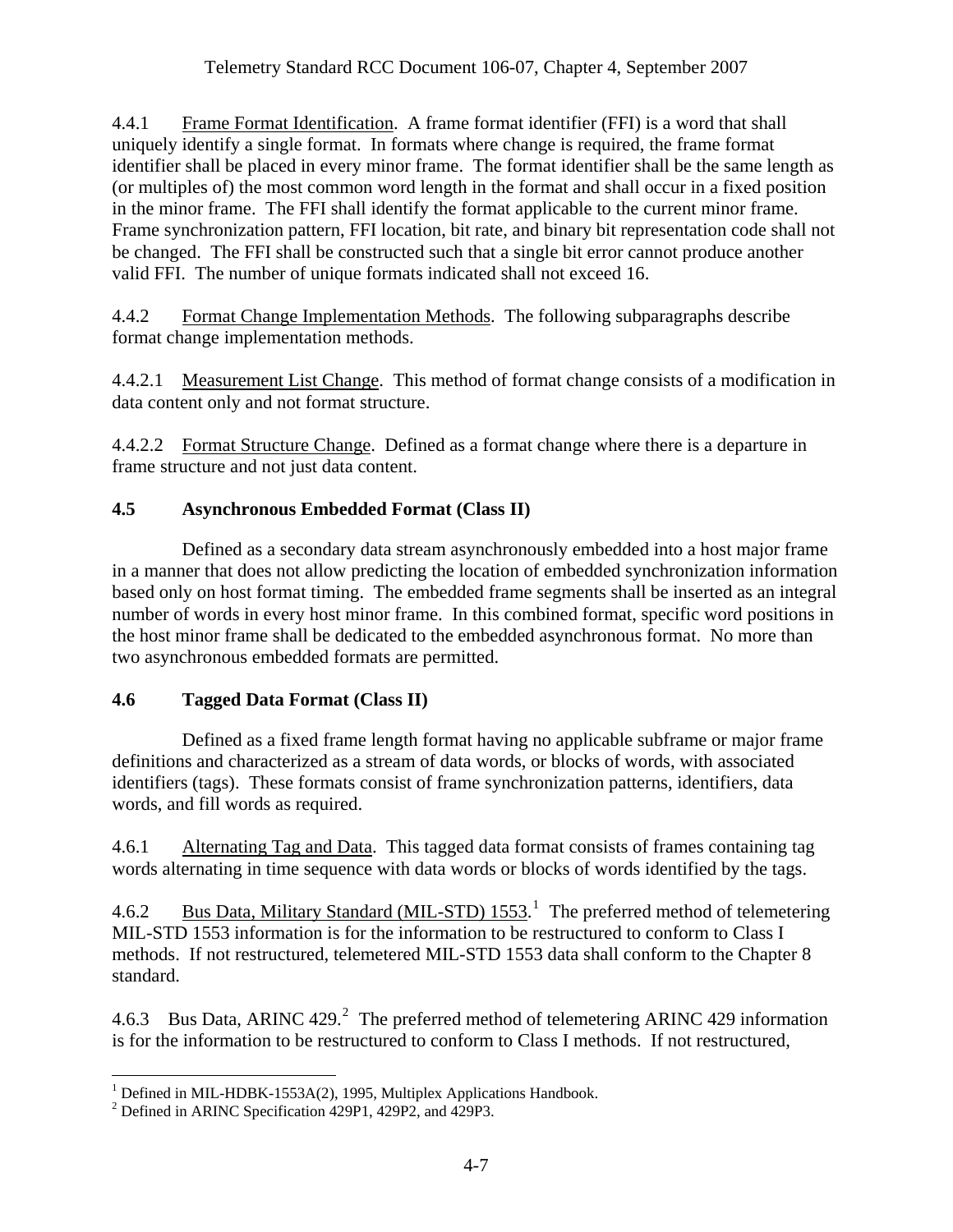4.4.1 Frame Format Identification. A frame format identifier (FFI) is a word that shall uniquely identify a single format. In formats where change is required, the frame format identifier shall be placed in every minor frame. The format identifier shall be the same length as (or multiples of) the most common word length in the format and shall occur in a fixed position in the minor frame. The FFI shall identify the format applicable to the current minor frame. Frame synchronization pattern, FFI location, bit rate, and binary bit representation code shall not be changed. The FFI shall be constructed such that a single bit error cannot produce another valid FFI. The number of unique formats indicated shall not exceed 16.

4.4.2 Format Change Implementation Methods. The following subparagraphs describe format change implementation methods.

4.4.2.1 Measurement List Change. This method of format change consists of a modification in data content only and not format structure.

4.4.2.2 Format Structure Change. Defined as a format change where there is a departure in frame structure and not just data content.

## 4.5 Asynchronous Embedded Format (Class II)

Defined as a secondary data stream asynchronously embedded into a host major frame in a manner that does not allow predicting the location of embedded synchronization information based only on host format timing. The embedded frame segments shall be inserted as an integral number of words in every host minor frame. In this combined format, specific word positions in the host minor frame shall be dedicated to the embedded asynchronous format. No more than two asynchronous embedded formats are permitted.

## 4.6 Tagged Data Format (Class II)

Defined as a fixed frame length format having no applicable subframe or major frame definitions and characterized as a stream of data words, or blocks of words, with associated identifiers (tags). These formats consist of frame synchronization patterns, identifiers, data words, and fill words as required.

4.6.1 Alternating Tag and Data. This tagged data format consists of frames containing tag words alternating in time sequence with data words or blocks of words identified by the tags.

4.6.2 Bus Data, Military Standard (MIL-STD) 1553.[1] The preferred method of telemetering MIL-STD 1553 information is for the information to be restructured to conform to Class I methods. If not restructured, telemetered MIL-STD 1553 data shall conform to the Chapter 8 standard.

4.6.3 Bus Data, ARINC 429.[2] The preferred method of telemetering ARINC 429 information is for the information to be restructured to conform to Class I methods. If not restructured,

---

[1] Defined in MIL-HDBK-1553A(2), 1995, Multiplex Applications Handbook.

[2] Defined in ARINC Specification 429P1, 429P2, and 429P3.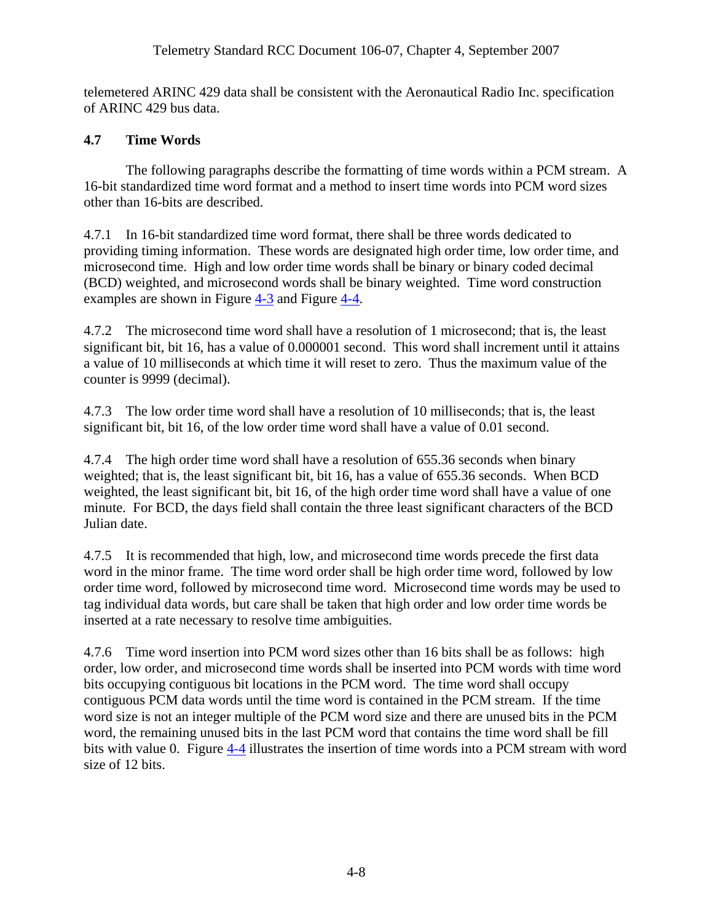telemetered ARINC 429 data shall be consistent with the Aeronautical Radio Inc. specification of ARINC 429 bus data.

## 4.7 Time Words

The following paragraphs describe the formatting of time words within a PCM stream. A 16-bit standardized time word format and a method to insert time words into PCM word sizes other than 16-bits are described.

4.7.1 In 16-bit standardized time word format, there shall be three words dedicated to providing timing information. These words are designated high order time, low order time, and microsecond time. High and low order time words shall be binary or binary coded decimal (BCD) weighted, and microsecond words shall be binary weighted. Time word construction examples are shown in Figure 4-3 and Figure 4-4.

4.7.2 The microsecond time word shall have a resolution of 1 microsecond; that is, the least significant bit, bit 16, has a value of 0.000001 second. This word shall increment until it attains a value of 10 milliseconds at which time it will reset to zero. Thus the maximum value of the counter is 9999 (decimal).

4.7.3 The low order time word shall have a resolution of 10 milliseconds; that is, the least significant bit, bit 16, of the low order time word shall have a value of 0.01 second.

4.7.4 The high order time word shall have a resolution of 655.36 seconds when binary weighted; that is, the least significant bit, bit 16, has a value of 655.36 seconds. When BCD weighted, the least significant bit, bit 16, of the high order time word shall have a value of one minute. For BCD, the days field shall contain the three least significant characters of the BCD Julian date.

4.7.5 It is recommended that high, low, and microsecond time words precede the first data word in the minor frame. The time word order shall be high order time word, followed by low order time word, followed by microsecond time word. Microsecond time words may be used to tag individual data words, but care shall be taken that high order and low order time words be inserted at a rate necessary to resolve time ambiguities.

4.7.6 Time word insertion into PCM word sizes other than 16 bits shall be as follows: high order, low order, and microsecond time words shall be inserted into PCM words with time word bits occupying contiguous bit locations in the PCM word. The time word shall occupy contiguous PCM data words until the time word is contained in the PCM stream. If the time word size is not an integer multiple of the PCM word size and there are unused bits in the PCM word, the remaining unused bits in the last PCM word that contains the time word shall be fill bits with value 0. Figure 4-4 illustrates the insertion of time words into a PCM stream with word size of 12 bits.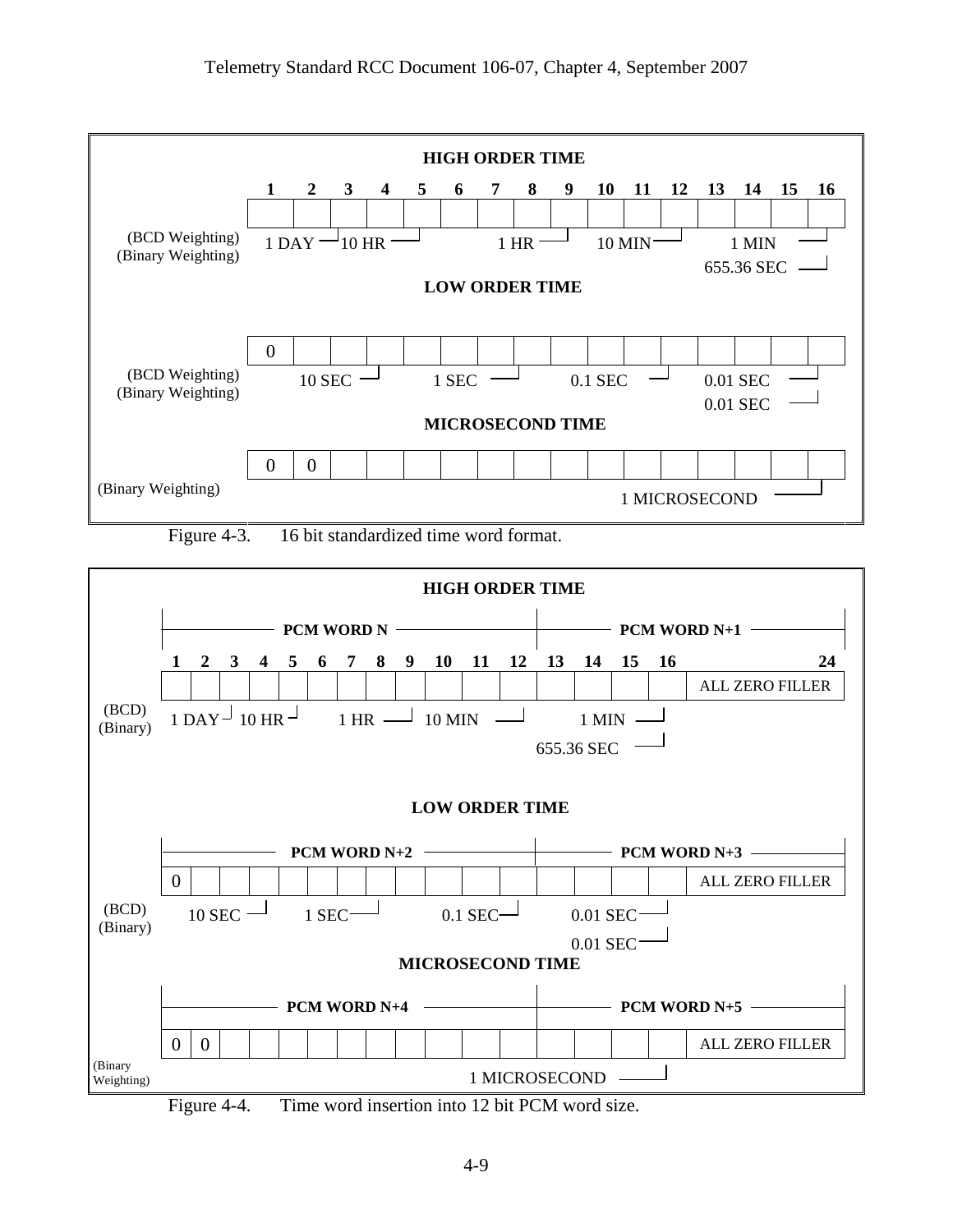**HIGH ORDER TIME**

| | 1 | 2 | 3 | 4 | 5 | 6 | 7 | 8 | 9 | 10 | 11 | 12 | 13 | 14 | 15 | 16 |
|---|---|---|---|---|---|---|---|---|---|---|---|---|---|---|---|---|
| | | | | | | | | | | | | | | | | |

(BCD Weighting) 1 DAY, 10 HR, 1 HR, 10 MIN, 1 MIN
(Binary Weighting) 655.36 SEC

**LOW ORDER TIME**

| 0 | | | | | | | | | | | | | | | |
|---|---|---|---|---|---|---|---|---|---|---|---|---|---|---|---|

(BCD Weighting) 10 SEC, 1 SEC, 0.1 SEC, 0.01 SEC
(Binary Weighting) 0.01 SEC

**MICROSECOND TIME**

| 0 | 0 | | | | | | | | | | | | | | |
|---|---|---|---|---|---|---|---|---|---|---|---|---|---|---|---|

(Binary Weighting) 1 MICROSECOND

Figure 4-3. 16 bit standardized time word format.

**HIGH ORDER TIME**

PCM WORD N | PCM WORD N+1

| 1 | 2 | 3 | 4 | 5 | 6 | 7 | 8 | 9 | 10 | 11 | 12 | 13 | 14 | 15 | 16 | 24 |
|---|---|---|---|---|---|---|---|---|---|---|---|---|---|---|---|---|
| | | | | | | | | | | | | | | | | ALL ZERO FILLER |

(BCD) 1 DAY, 10 HR, 1 HR, 10 MIN, 1 MIN
(Binary) 655.36 SEC

**LOW ORDER TIME**

PCM WORD N+2 | PCM WORD N+3

| 0 | | | | | | | | | | | | | | | | ALL ZERO FILLER |
|---|---|---|---|---|---|---|---|---|---|---|---|---|---|---|---|---|

(BCD) 10 SEC, 1 SEC, 0.1 SEC, 0.01 SEC
(Binary) 0.01 SEC

**MICROSECOND TIME**

PCM WORD N+4 | PCM WORD N+5

| 0 | 0 | | | | | | | | | | | | | | | ALL ZERO FILLER |
|---|---|---|---|---|---|---|---|---|---|---|---|---|---|---|---|---|

(Binary Weighting) 1 MICROSECOND

Figure 4-4. Time word insertion into 12 bit PCM word size.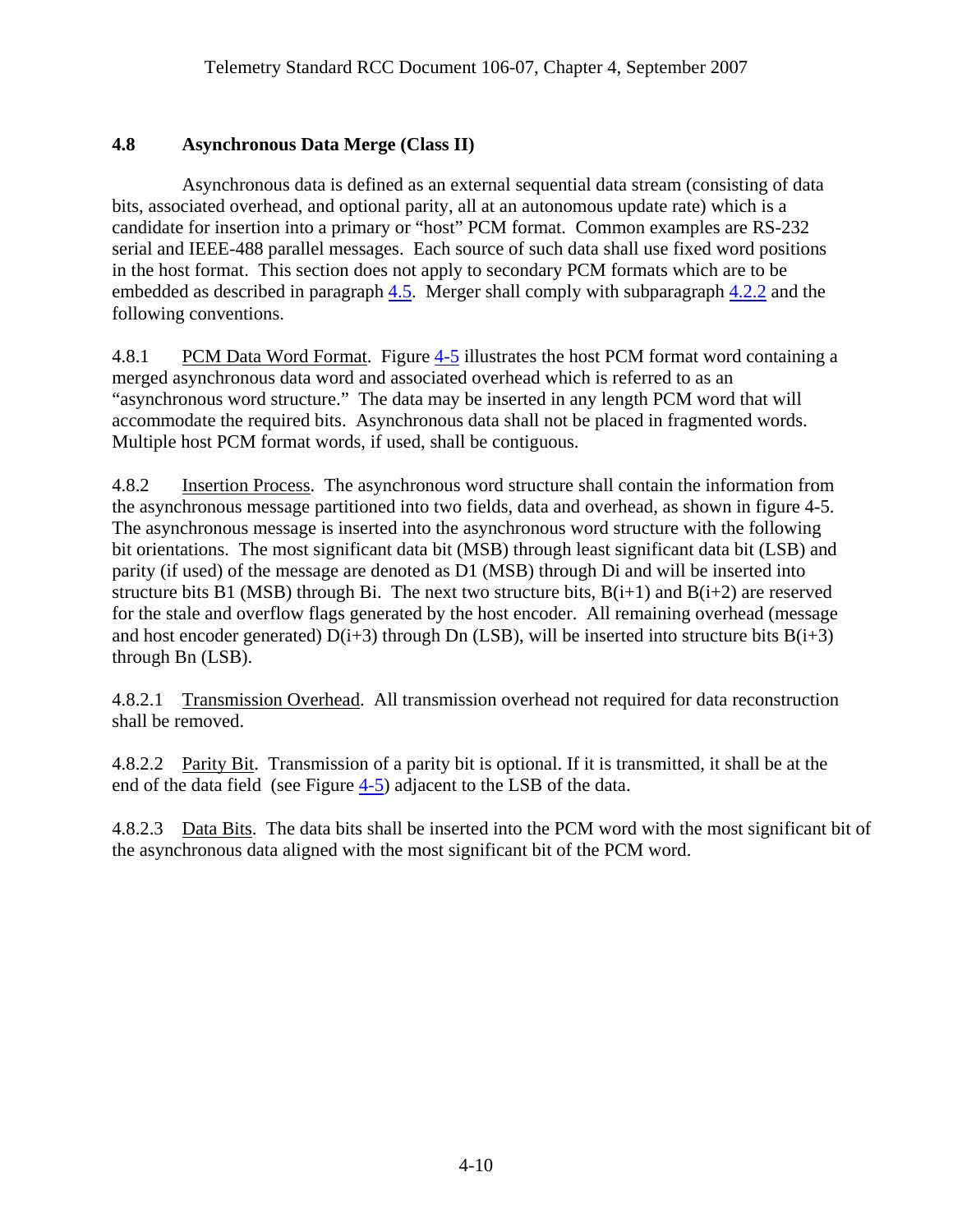## 4.8 Asynchronous Data Merge (Class II)

Asynchronous data is defined as an external sequential data stream (consisting of data bits, associated overhead, and optional parity, all at an autonomous update rate) which is a candidate for insertion into a primary or "host" PCM format. Common examples are RS-232 serial and IEEE-488 parallel messages. Each source of such data shall use fixed word positions in the host format. This section does not apply to secondary PCM formats which are to be embedded as described in paragraph 4.5. Merger shall comply with subparagraph 4.2.2 and the following conventions.

4.8.1 PCM Data Word Format. Figure 4-5 illustrates the host PCM format word containing a merged asynchronous data word and associated overhead which is referred to as an "asynchronous word structure." The data may be inserted in any length PCM word that will accommodate the required bits. Asynchronous data shall not be placed in fragmented words. Multiple host PCM format words, if used, shall be contiguous.

4.8.2 Insertion Process. The asynchronous word structure shall contain the information from the asynchronous message partitioned into two fields, data and overhead, as shown in figure 4-5. The asynchronous message is inserted into the asynchronous word structure with the following bit orientations. The most significant data bit (MSB) through least significant data bit (LSB) and parity (if used) of the message are denoted as D1 (MSB) through Di and will be inserted into structure bits B1 (MSB) through Bi. The next two structure bits, B(i+1) and B(i+2) are reserved for the stale and overflow flags generated by the host encoder. All remaining overhead (message and host encoder generated) D(i+3) through Dn (LSB), will be inserted into structure bits B(i+3) through Bn (LSB).

4.8.2.1 Transmission Overhead. All transmission overhead not required for data reconstruction shall be removed.

4.8.2.2 Parity Bit. Transmission of a parity bit is optional. If it is transmitted, it shall be at the end of the data field (see Figure 4-5) adjacent to the LSB of the data.

4.8.2.3 Data Bits. The data bits shall be inserted into the PCM word with the most significant bit of the asynchronous data aligned with the most significant bit of the PCM word.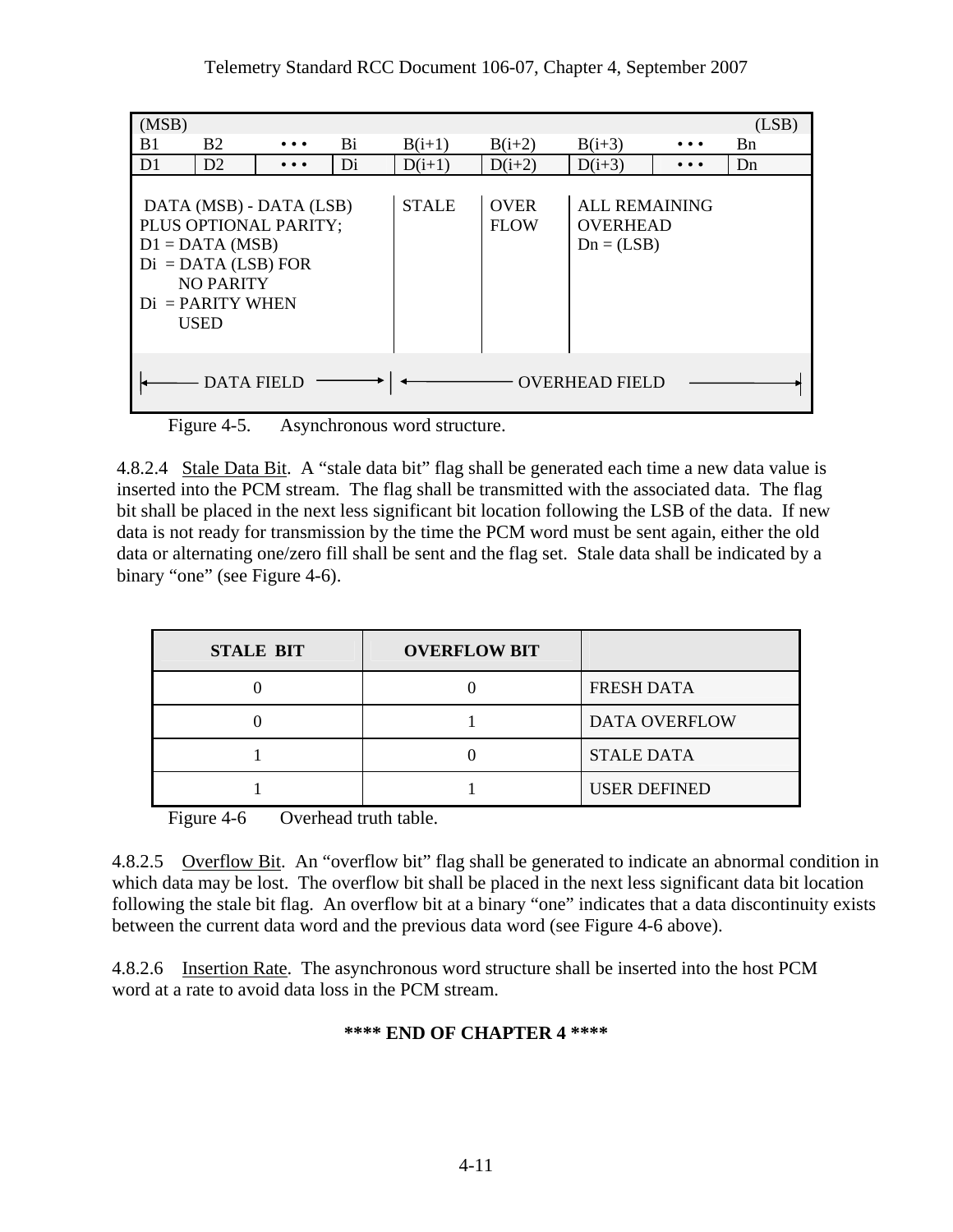| (MSB) | | | | | | | | (LSB) |
|---|---|---|---|---|---|---|---|---|
| B1 | B2 | • • • | Bi | B(i+1) | B(i+2) | B(i+3) | • • • | Bn |
| D1 | D2 | • • • | Di | D(i+1) | D(i+2) | D(i+3) | • • • | Dn |
| DATA (MSB) - DATA (LSB) PLUS OPTIONAL PARITY; D1 = DATA (MSB) Di = DATA (LSB) FOR NO PARITY Di = PARITY WHEN USED | | | | STALE | OVER FLOW | ALL REMAINING OVERHEAD Dn = (LSB) | | |
| DATA FIELD | | | | OVERHEAD FIELD | | | | |

Figure 4-5. Asynchronous word structure.

4.8.2.4 Stale Data Bit. A "stale data bit" flag shall be generated each time a new data value is inserted into the PCM stream. The flag shall be transmitted with the associated data. The flag bit shall be placed in the next less significant bit location following the LSB of the data. If new data is not ready for transmission by the time the PCM word must be sent again, either the old data or alternating one/zero fill shall be sent and the flag set. Stale data shall be indicated by a binary "one" (see Figure 4-6).

| STALE BIT | OVERFLOW BIT | |
|---|---|---|
| 0 | 0 | FRESH DATA |
| 0 | 1 | DATA OVERFLOW |
| 1 | 0 | STALE DATA |
| 1 | 1 | USER DEFINED |

Figure 4-6 Overhead truth table.

4.8.2.5 Overflow Bit. An "overflow bit" flag shall be generated to indicate an abnormal condition in which data may be lost. The overflow bit shall be placed in the next less significant data bit location following the stale bit flag. An overflow bit at a binary "one" indicates that a data discontinuity exists between the current data word and the previous data word (see Figure 4-6 above).

4.8.2.6 Insertion Rate. The asynchronous word structure shall be inserted into the host PCM word at a rate to avoid data loss in the PCM stream.

**\*\*\*\* END OF CHAPTER 4 \*\*\*\***